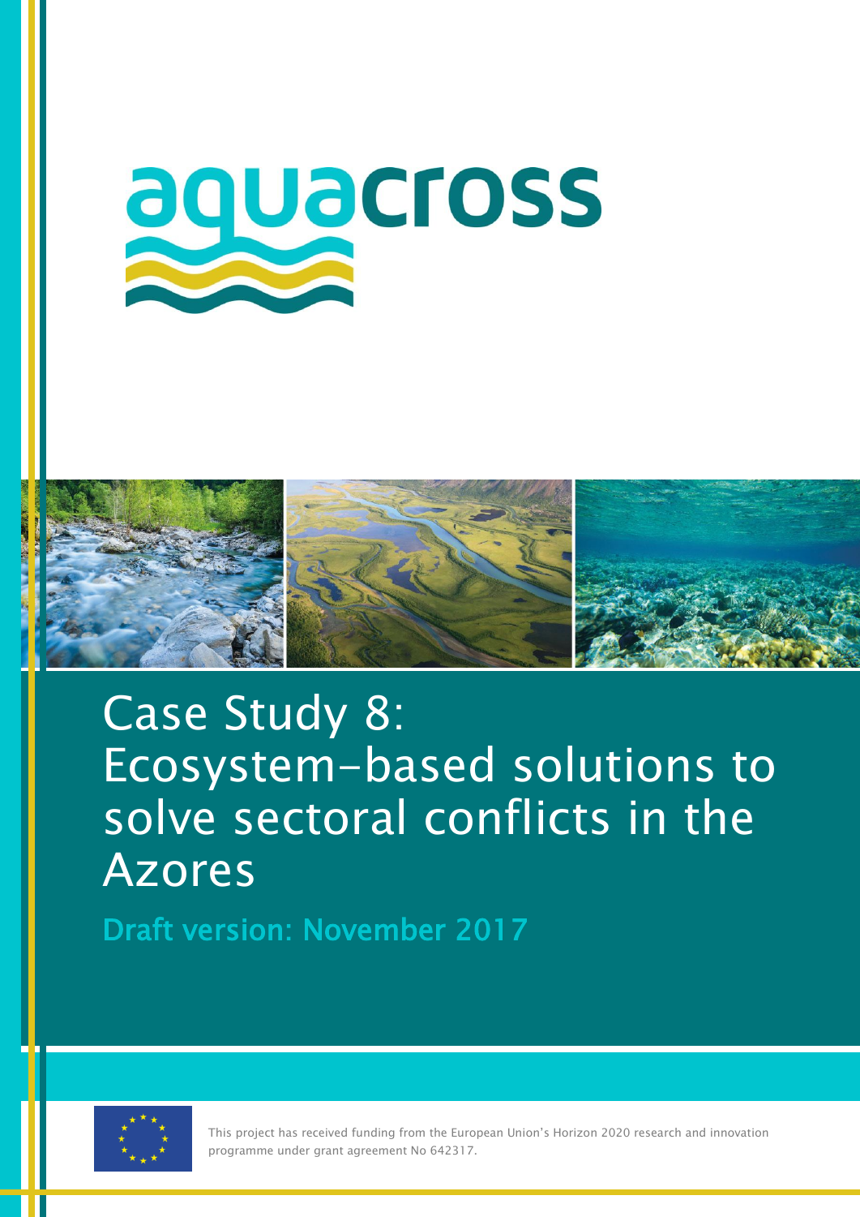aquacross

# Case Study 8: Ecosystem-based solutions to solve sectoral conflicts in the Azores

## Draft version: November 2017

This project has received funding from the European Union's Horizon 2020 research and innovation programme under grant agreement No 642317.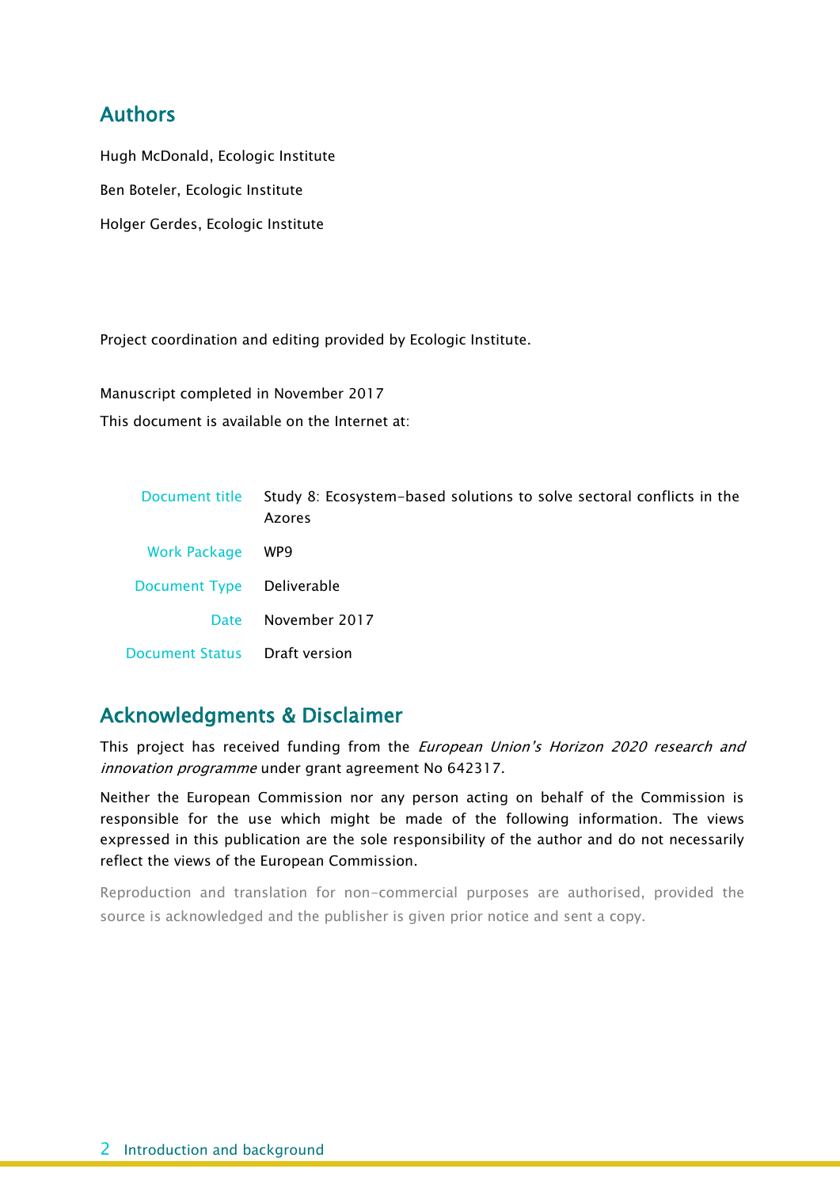## Authors

Hugh McDonald, Ecologic Institute

Ben Boteler, Ecologic Institute

Holger Gerdes, Ecologic Institute

Project coordination and editing provided by Ecologic Institute.

Manuscript completed in November 2017

This document is available on the Internet at:

| | |
|---|---|
| Document title | Study 8: Ecosystem-based solutions to solve sectoral conflicts in the Azores |
| Work Package | WP9 |
| Document Type | Deliverable |
| Date | November 2017 |
| Document Status | Draft version |

## Acknowledgments & Disclaimer

This project has received funding from the *European Union's Horizon 2020 research and innovation programme* under grant agreement No 642317.

Neither the European Commission nor any person acting on behalf of the Commission is responsible for the use which might be made of the following information. The views expressed in this publication are the sole responsibility of the author and do not necessarily reflect the views of the European Commission.

Reproduction and translation for non-commercial purposes are authorised, provided the source is acknowledged and the publisher is given prior notice and sent a copy.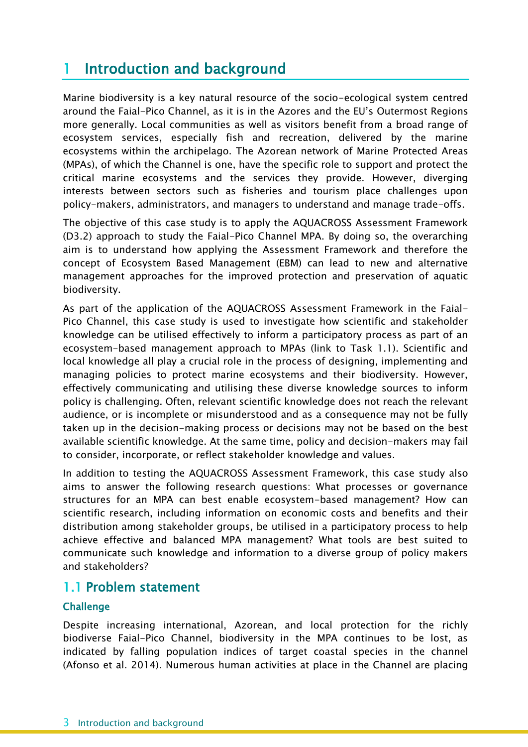# 1 Introduction and background

Marine biodiversity is a key natural resource of the socio-ecological system centred around the Faial-Pico Channel, as it is in the Azores and the EU's Outermost Regions more generally. Local communities as well as visitors benefit from a broad range of ecosystem services, especially fish and recreation, delivered by the marine ecosystems within the archipelago. The Azorean network of Marine Protected Areas (MPAs), of which the Channel is one, have the specific role to support and protect the critical marine ecosystems and the services they provide. However, diverging interests between sectors such as fisheries and tourism place challenges upon policy-makers, administrators, and managers to understand and manage trade-offs.

The objective of this case study is to apply the AQUACROSS Assessment Framework (D3.2) approach to study the Faial-Pico Channel MPA. By doing so, the overarching aim is to understand how applying the Assessment Framework and therefore the concept of Ecosystem Based Management (EBM) can lead to new and alternative management approaches for the improved protection and preservation of aquatic biodiversity.

As part of the application of the AQUACROSS Assessment Framework in the Faial-Pico Channel, this case study is used to investigate how scientific and stakeholder knowledge can be utilised effectively to inform a participatory process as part of an ecosystem-based management approach to MPAs (link to Task 1.1). Scientific and local knowledge all play a crucial role in the process of designing, implementing and managing policies to protect marine ecosystems and their biodiversity. However, effectively communicating and utilising these diverse knowledge sources to inform policy is challenging. Often, relevant scientific knowledge does not reach the relevant audience, or is incomplete or misunderstood and as a consequence may not be fully taken up in the decision-making process or decisions may not be based on the best available scientific knowledge. At the same time, policy and decision-makers may fail to consider, incorporate, or reflect stakeholder knowledge and values.

In addition to testing the AQUACROSS Assessment Framework, this case study also aims to answer the following research questions: What processes or governance structures for an MPA can best enable ecosystem-based management? How can scientific research, including information on economic costs and benefits and their distribution among stakeholder groups, be utilised in a participatory process to help achieve effective and balanced MPA management? What tools are best suited to communicate such knowledge and information to a diverse group of policy makers and stakeholders?

## 1.1 Problem statement

### Challenge

Despite increasing international, Azorean, and local protection for the richly biodiverse Faial-Pico Channel, biodiversity in the MPA continues to be lost, as indicated by falling population indices of target coastal species in the channel (Afonso et al. 2014). Numerous human activities at place in the Channel are placing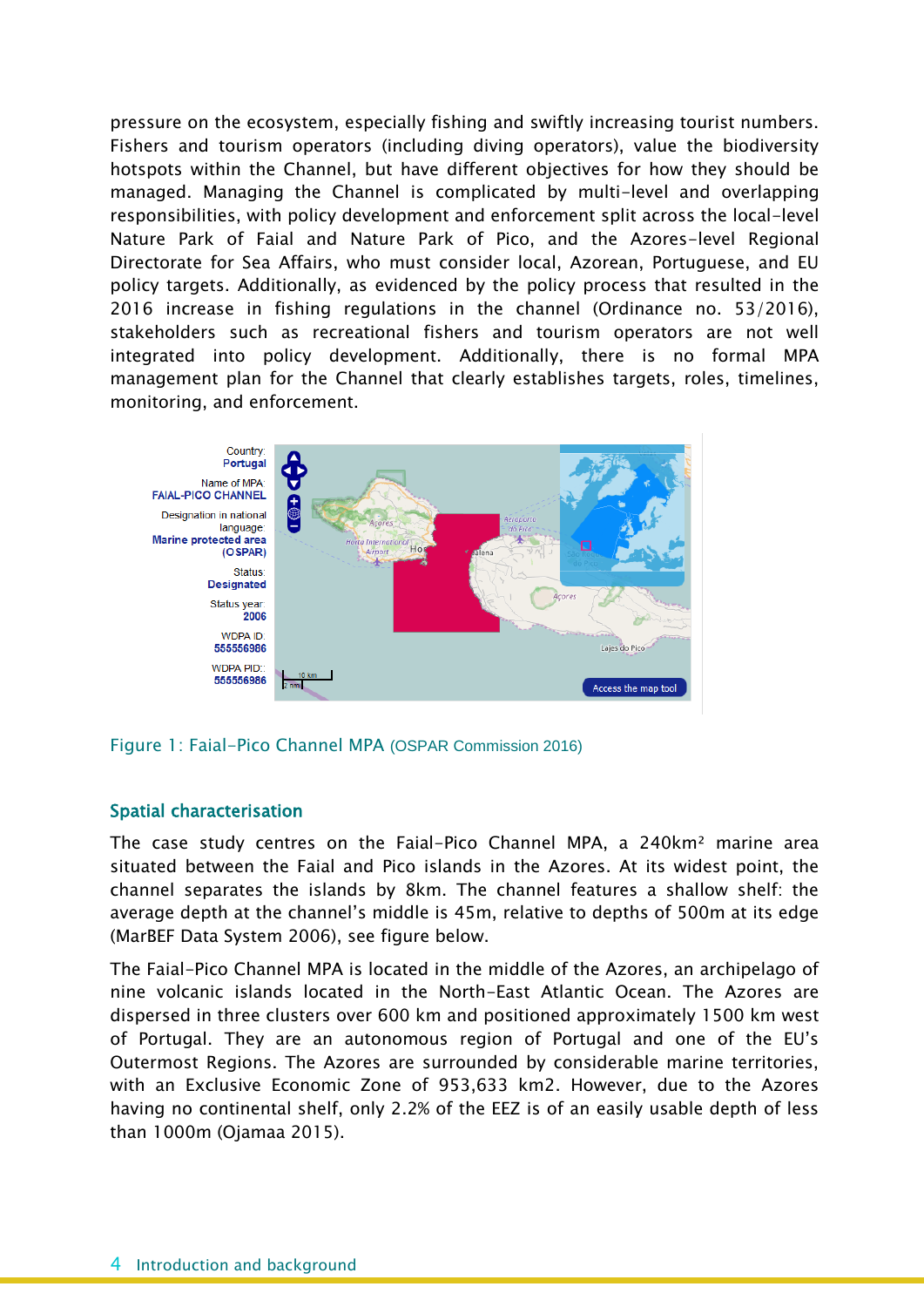pressure on the ecosystem, especially fishing and swiftly increasing tourist numbers. Fishers and tourism operators (including diving operators), value the biodiversity hotspots within the Channel, but have different objectives for how they should be managed. Managing the Channel is complicated by multi-level and overlapping responsibilities, with policy development and enforcement split across the local-level Nature Park of Faial and Nature Park of Pico, and the Azores-level Regional Directorate for Sea Affairs, who must consider local, Azorean, Portuguese, and EU policy targets. Additionally, as evidenced by the policy process that resulted in the 2016 increase in fishing regulations in the channel (Ordinance no. 53/2016), stakeholders such as recreational fishers and tourism operators are not well integrated into policy development. Additionally, there is no formal MPA management plan for the Channel that clearly establishes targets, roles, timelines, monitoring, and enforcement.

Figure 1: Faial-Pico Channel MPA (OSPAR Commission 2016)

### Spatial characterisation

The case study centres on the Faial-Pico Channel MPA, a 240km² marine area situated between the Faial and Pico islands in the Azores. At its widest point, the channel separates the islands by 8km. The channel features a shallow shelf: the average depth at the channel's middle is 45m, relative to depths of 500m at its edge (MarBEF Data System 2006), see figure below.

The Faial-Pico Channel MPA is located in the middle of the Azores, an archipelago of nine volcanic islands located in the North-East Atlantic Ocean. The Azores are dispersed in three clusters over 600 km and positioned approximately 1500 km west of Portugal. They are an autonomous region of Portugal and one of the EU's Outermost Regions. The Azores are surrounded by considerable marine territories, with an Exclusive Economic Zone of 953,633 km2. However, due to the Azores having no continental shelf, only 2.2% of the EEZ is of an easily usable depth of less than 1000m (Ojamaa 2015).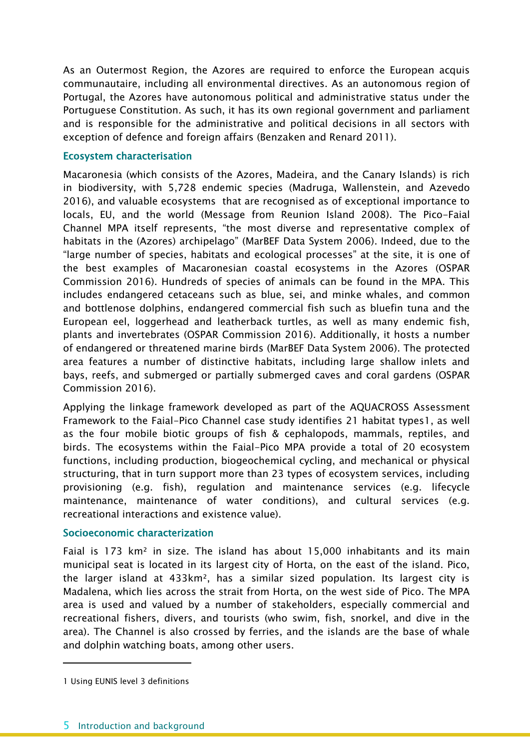As an Outermost Region, the Azores are required to enforce the European acquis communautaire, including all environmental directives. As an autonomous region of Portugal, the Azores have autonomous political and administrative status under the Portuguese Constitution. As such, it has its own regional government and parliament and is responsible for the administrative and political decisions in all sectors with exception of defence and foreign affairs (Benzaken and Renard 2011).

### Ecosystem characterisation

Macaronesia (which consists of the Azores, Madeira, and the Canary Islands) is rich in biodiversity, with 5,728 endemic species (Madruga, Wallenstein, and Azevedo 2016), and valuable ecosystems that are recognised as of exceptional importance to locals, EU, and the world (Message from Reunion Island 2008). The Pico-Faial Channel MPA itself represents, "the most diverse and representative complex of habitats in the (Azores) archipelago" (MarBEF Data System 2006). Indeed, due to the "large number of species, habitats and ecological processes" at the site, it is one of the best examples of Macaronesian coastal ecosystems in the Azores (OSPAR Commission 2016). Hundreds of species of animals can be found in the MPA. This includes endangered cetaceans such as blue, sei, and minke whales, and common and bottlenose dolphins, endangered commercial fish such as bluefin tuna and the European eel, loggerhead and leatherback turtles, as well as many endemic fish, plants and invertebrates (OSPAR Commission 2016). Additionally, it hosts a number of endangered or threatened marine birds (MarBEF Data System 2006). The protected area features a number of distinctive habitats, including large shallow inlets and bays, reefs, and submerged or partially submerged caves and coral gardens (OSPAR Commission 2016).

Applying the linkage framework developed as part of the AQUACROSS Assessment Framework to the Faial-Pico Channel case study identifies 21 habitat types[1], as well as the four mobile biotic groups of fish & cephalopods, mammals, reptiles, and birds. The ecosystems within the Faial-Pico MPA provide a total of 20 ecosystem functions, including production, biogeochemical cycling, and mechanical or physical structuring, that in turn support more than 23 types of ecosystem services, including provisioning (e.g. fish), regulation and maintenance services (e.g. lifecycle maintenance, maintenance of water conditions), and cultural services (e.g. recreational interactions and existence value).

### Socioeconomic characterization

Faial is 173 km² in size. The island has about 15,000 inhabitants and its main municipal seat is located in its largest city of Horta, on the east of the island. Pico, the larger island at 433km², has a similar sized population. Its largest city is Madalena, which lies across the strait from Horta, on the west side of Pico. The MPA area is used and valued by a number of stakeholders, especially commercial and recreational fishers, divers, and tourists (who swim, fish, snorkel, and dive in the area). The Channel is also crossed by ferries, and the islands are the base of whale and dolphin watching boats, among other users.

---

1 Using EUNIS level 3 definitions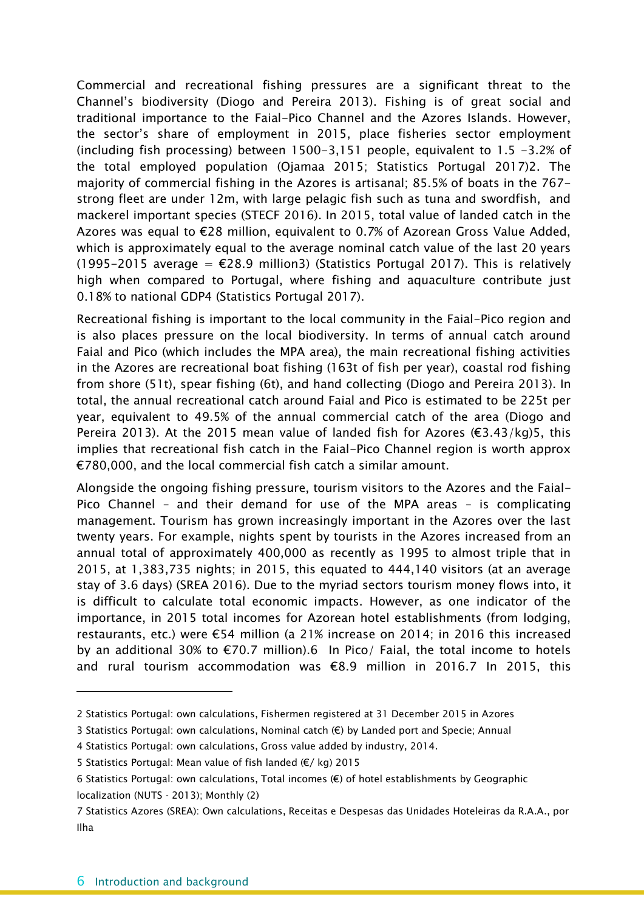Commercial and recreational fishing pressures are a significant threat to the Channel's biodiversity (Diogo and Pereira 2013). Fishing is of great social and traditional importance to the Faial-Pico Channel and the Azores Islands. However, the sector's share of employment in 2015, place fisheries sector employment (including fish processing) between 1500-3,151 people, equivalent to 1.5 -3.2% of the total employed population (Ojamaa 2015; Statistics Portugal 2017)[2]. The majority of commercial fishing in the Azores is artisanal; 85.5% of boats in the 767-strong fleet are under 12m, with large pelagic fish such as tuna and swordfish, and mackerel important species (STECF 2016). In 2015, total value of landed catch in the Azores was equal to €28 million, equivalent to 0.7% of Azorean Gross Value Added, which is approximately equal to the average nominal catch value of the last 20 years (1995-2015 average = €28.9 million[3]) (Statistics Portugal 2017). This is relatively high when compared to Portugal, where fishing and aquaculture contribute just 0.18% to national GDP[4] (Statistics Portugal 2017).

Recreational fishing is important to the local community in the Faial-Pico region and is also places pressure on the local biodiversity. In terms of annual catch around Faial and Pico (which includes the MPA area), the main recreational fishing activities in the Azores are recreational boat fishing (163t of fish per year), coastal rod fishing from shore (51t), spear fishing (6t), and hand collecting (Diogo and Pereira 2013). In total, the annual recreational catch around Faial and Pico is estimated to be 225t per year, equivalent to 49.5% of the annual commercial catch of the area (Diogo and Pereira 2013). At the 2015 mean value of landed fish for Azores (€3.43/kg)[5], this implies that recreational fish catch in the Faial-Pico Channel region is worth approx €780,000, and the local commercial fish catch a similar amount.

Alongside the ongoing fishing pressure, tourism visitors to the Azores and the Faial-Pico Channel – and their demand for use of the MPA areas – is complicating management. Tourism has grown increasingly important in the Azores over the last twenty years. For example, nights spent by tourists in the Azores increased from an annual total of approximately 400,000 as recently as 1995 to almost triple that in 2015, at 1,383,735 nights; in 2015, this equated to 444,140 visitors (at an average stay of 3.6 days) (SREA 2016). Due to the myriad sectors tourism money flows into, it is difficult to calculate total economic impacts. However, as one indicator of the importance, in 2015 total incomes for Azorean hotel establishments (from lodging, restaurants, etc.) were €54 million (a 21% increase on 2014; in 2016 this increased by an additional 30% to €70.7 million).[6] In Pico/ Faial, the total income to hotels and rural tourism accommodation was €8.9 million in 2016.[7] In 2015, this

---

[2] Statistics Portugal: own calculations, Fishermen registered at 31 December 2015 in Azores

[3] Statistics Portugal: own calculations, Nominal catch (€) by Landed port and Specie; Annual

[4] Statistics Portugal: own calculations, Gross value added by industry, 2014.

[5] Statistics Portugal: Mean value of fish landed (€/ kg) 2015

[6] Statistics Portugal: own calculations, Total incomes (€) of hotel establishments by Geographic localization (NUTS - 2013); Monthly (2)

[7] Statistics Azores (SREA): Own calculations, Receitas e Despesas das Unidades Hoteleiras da R.A.A., por Ilha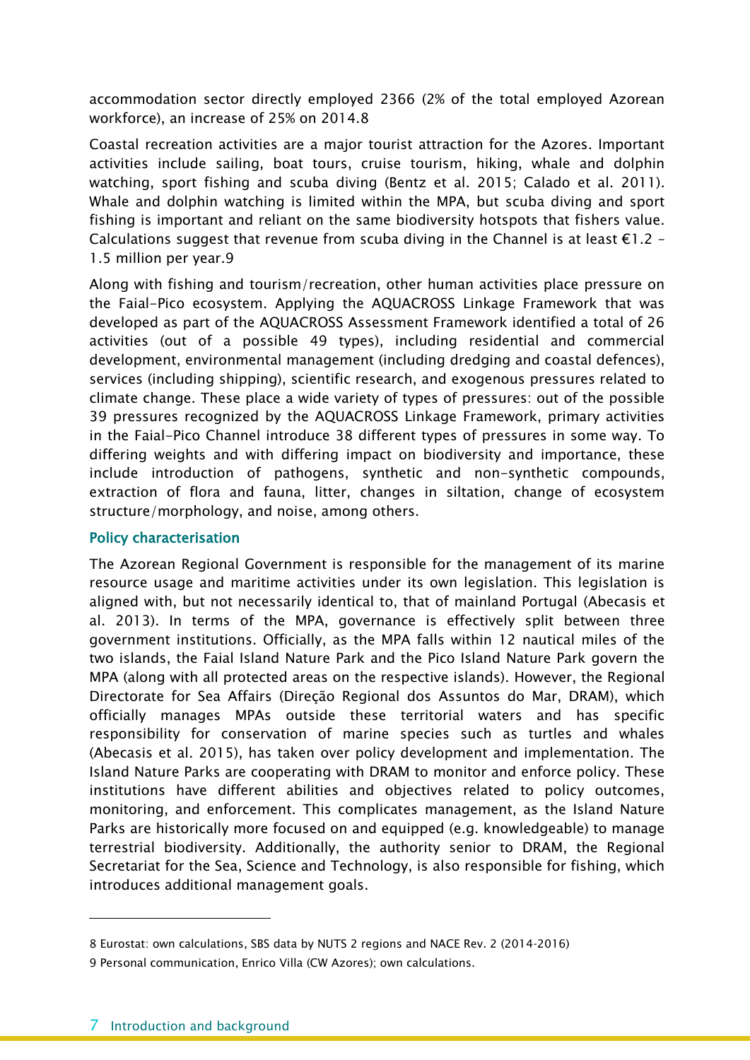accommodation sector directly employed 2366 (2% of the total employed Azorean workforce), an increase of 25% on 2014.[8]

Coastal recreation activities are a major tourist attraction for the Azores. Important activities include sailing, boat tours, cruise tourism, hiking, whale and dolphin watching, sport fishing and scuba diving (Bentz et al. 2015; Calado et al. 2011). Whale and dolphin watching is limited within the MPA, but scuba diving and sport fishing is important and reliant on the same biodiversity hotspots that fishers value. Calculations suggest that revenue from scuba diving in the Channel is at least €1.2 – 1.5 million per year.[9]

Along with fishing and tourism/recreation, other human activities place pressure on the Faial-Pico ecosystem. Applying the AQUACROSS Linkage Framework that was developed as part of the AQUACROSS Assessment Framework identified a total of 26 activities (out of a possible 49 types), including residential and commercial development, environmental management (including dredging and coastal defences), services (including shipping), scientific research, and exogenous pressures related to climate change. These place a wide variety of types of pressures: out of the possible 39 pressures recognized by the AQUACROSS Linkage Framework, primary activities in the Faial-Pico Channel introduce 38 different types of pressures in some way. To differing weights and with differing impact on biodiversity and importance, these include introduction of pathogens, synthetic and non-synthetic compounds, extraction of flora and fauna, litter, changes in siltation, change of ecosystem structure/morphology, and noise, among others.

### Policy characterisation

The Azorean Regional Government is responsible for the management of its marine resource usage and maritime activities under its own legislation. This legislation is aligned with, but not necessarily identical to, that of mainland Portugal (Abecasis et al. 2013). In terms of the MPA, governance is effectively split between three government institutions. Officially, as the MPA falls within 12 nautical miles of the two islands, the Faial Island Nature Park and the Pico Island Nature Park govern the MPA (along with all protected areas on the respective islands). However, the Regional Directorate for Sea Affairs (Direção Regional dos Assuntos do Mar, DRAM), which officially manages MPAs outside these territorial waters and has specific responsibility for conservation of marine species such as turtles and whales (Abecasis et al. 2015), has taken over policy development and implementation. The Island Nature Parks are cooperating with DRAM to monitor and enforce policy. These institutions have different abilities and objectives related to policy outcomes, monitoring, and enforcement. This complicates management, as the Island Nature Parks are historically more focused on and equipped (e.g. knowledgeable) to manage terrestrial biodiversity. Additionally, the authority senior to DRAM, the Regional Secretariat for the Sea, Science and Technology, is also responsible for fishing, which introduces additional management goals.

---

[8] Eurostat: own calculations, SBS data by NUTS 2 regions and NACE Rev. 2 (2014-2016)

[9] Personal communication, Enrico Villa (CW Azores); own calculations.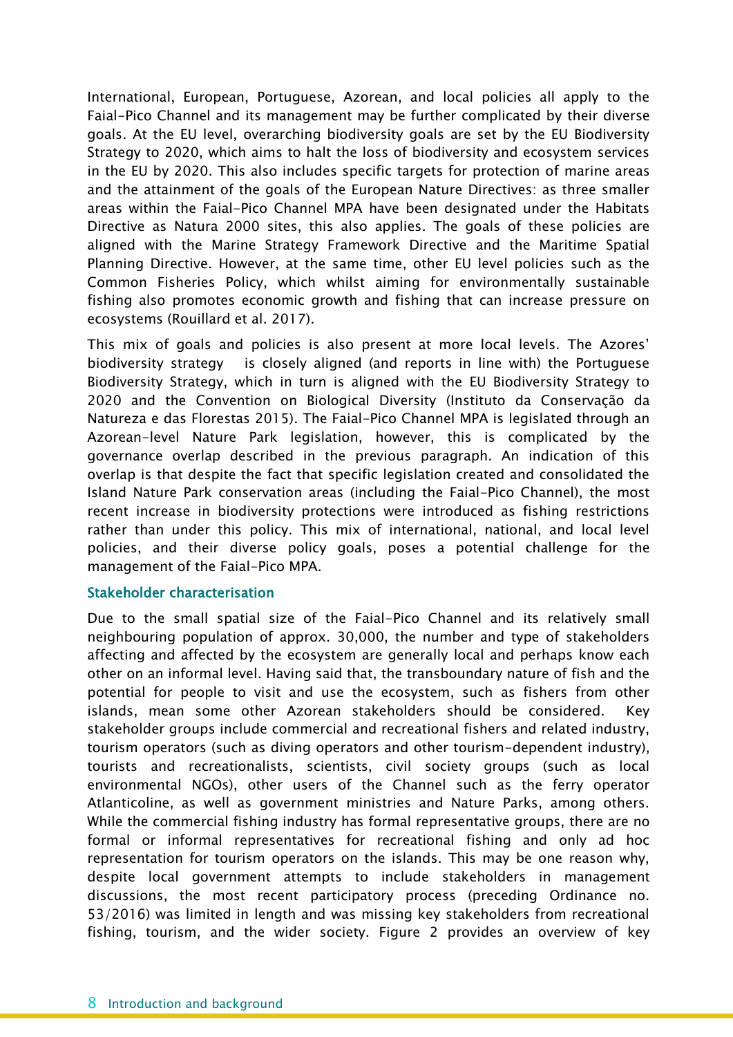International, European, Portuguese, Azorean, and local policies all apply to the Faial-Pico Channel and its management may be further complicated by their diverse goals. At the EU level, overarching biodiversity goals are set by the EU Biodiversity Strategy to 2020, which aims to halt the loss of biodiversity and ecosystem services in the EU by 2020. This also includes specific targets for protection of marine areas and the attainment of the goals of the European Nature Directives: as three smaller areas within the Faial-Pico Channel MPA have been designated under the Habitats Directive as Natura 2000 sites, this also applies. The goals of these policies are aligned with the Marine Strategy Framework Directive and the Maritime Spatial Planning Directive. However, at the same time, other EU level policies such as the Common Fisheries Policy, which whilst aiming for environmentally sustainable fishing also promotes economic growth and fishing that can increase pressure on ecosystems (Rouillard et al. 2017).

This mix of goals and policies is also present at more local levels. The Azores' biodiversity strategy is closely aligned (and reports in line with) the Portuguese Biodiversity Strategy, which in turn is aligned with the EU Biodiversity Strategy to 2020 and the Convention on Biological Diversity (Instituto da Conservação da Natureza e das Florestas 2015). The Faial-Pico Channel MPA is legislated through an Azorean-level Nature Park legislation, however, this is complicated by the governance overlap described in the previous paragraph. An indication of this overlap is that despite the fact that specific legislation created and consolidated the Island Nature Park conservation areas (including the Faial-Pico Channel), the most recent increase in biodiversity protections were introduced as fishing restrictions rather than under this policy. This mix of international, national, and local level policies, and their diverse policy goals, poses a potential challenge for the management of the Faial-Pico MPA.

### Stakeholder characterisation

Due to the small spatial size of the Faial-Pico Channel and its relatively small neighbouring population of approx. 30,000, the number and type of stakeholders affecting and affected by the ecosystem are generally local and perhaps know each other on an informal level. Having said that, the transboundary nature of fish and the potential for people to visit and use the ecosystem, such as fishers from other islands, mean some other Azorean stakeholders should be considered. Key stakeholder groups include commercial and recreational fishers and related industry, tourism operators (such as diving operators and other tourism-dependent industry), tourists and recreationalists, scientists, civil society groups (such as local environmental NGOs), other users of the Channel such as the ferry operator Atlanticoline, as well as government ministries and Nature Parks, among others. While the commercial fishing industry has formal representative groups, there are no formal or informal representatives for recreational fishing and only ad hoc representation for tourism operators on the islands. This may be one reason why, despite local government attempts to include stakeholders in management discussions, the most recent participatory process (preceding Ordinance no. 53/2016) was limited in length and was missing key stakeholders from recreational fishing, tourism, and the wider society. Figure 2 provides an overview of key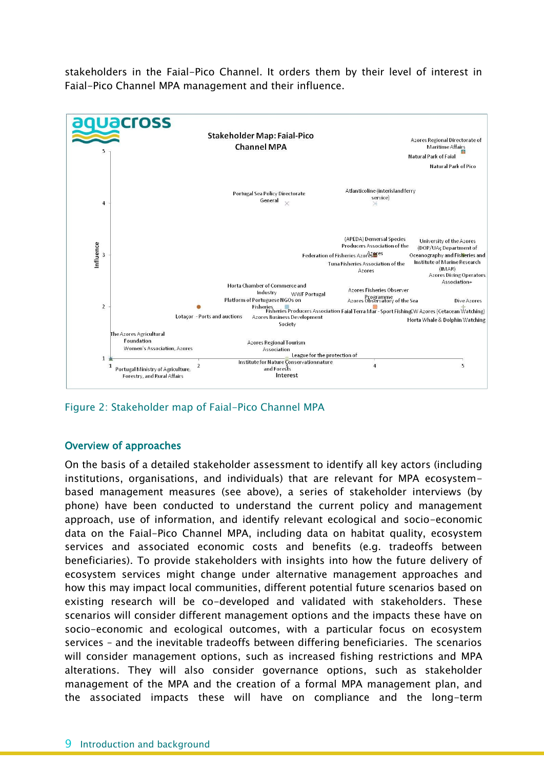stakeholders in the Faial-Pico Channel. It orders them by their level of interest in Faial-Pico Channel MPA management and their influence.

Figure 2: Stakeholder map of Faial-Pico Channel MPA

## Overview of approaches

On the basis of a detailed stakeholder assessment to identify all key actors (including institutions, organisations, and individuals) that are relevant for MPA ecosystem-based management measures (see above), a series of stakeholder interviews (by phone) have been conducted to understand the current policy and management approach, use of information, and identify relevant ecological and socio-economic data on the Faial-Pico Channel MPA, including data on habitat quality, ecosystem services and associated economic costs and benefits (e.g. tradeoffs between beneficiaries). To provide stakeholders with insights into how the future delivery of ecosystem services might change under alternative management approaches and how this may impact local communities, different potential future scenarios based on existing research will be co-developed and validated with stakeholders. These scenarios will consider different management options and the impacts these have on socio-economic and ecological outcomes, with a particular focus on ecosystem services – and the inevitable tradeoffs between differing beneficiaries. The scenarios will consider management options, such as increased fishing restrictions and MPA alterations. They will also consider governance options, such as stakeholder management of the MPA and the creation of a formal MPA management plan, and the associated impacts these will have on compliance and the long-term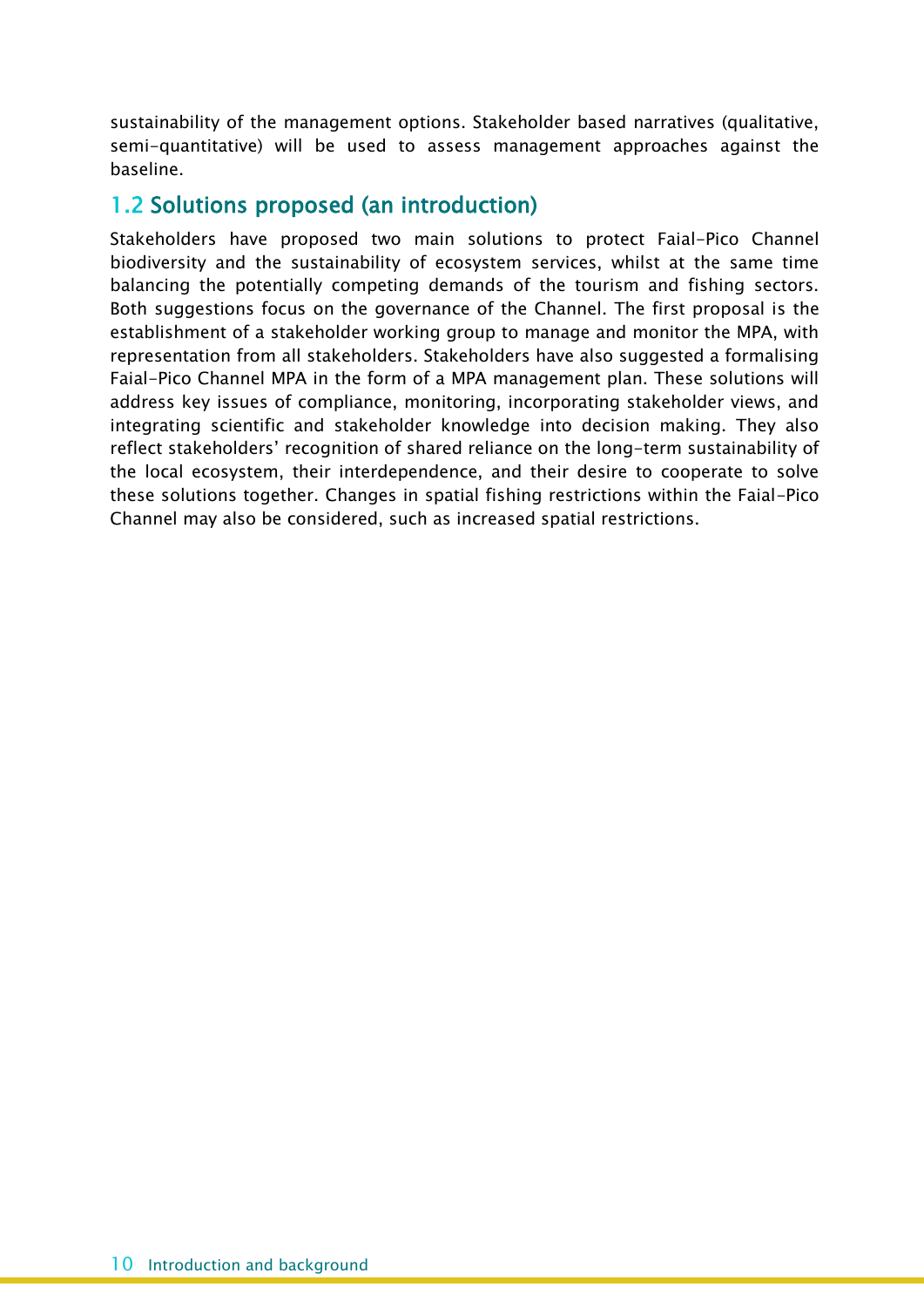sustainability of the management options. Stakeholder based narratives (qualitative, semi-quantitative) will be used to assess management approaches against the baseline.

## 1.2 Solutions proposed (an introduction)

Stakeholders have proposed two main solutions to protect Faial-Pico Channel biodiversity and the sustainability of ecosystem services, whilst at the same time balancing the potentially competing demands of the tourism and fishing sectors. Both suggestions focus on the governance of the Channel. The first proposal is the establishment of a stakeholder working group to manage and monitor the MPA, with representation from all stakeholders. Stakeholders have also suggested a formalising Faial-Pico Channel MPA in the form of a MPA management plan. These solutions will address key issues of compliance, monitoring, incorporating stakeholder views, and integrating scientific and stakeholder knowledge into decision making. They also reflect stakeholders' recognition of shared reliance on the long-term sustainability of the local ecosystem, their interdependence, and their desire to cooperate to solve these solutions together. Changes in spatial fishing restrictions within the Faial-Pico Channel may also be considered, such as increased spatial restrictions.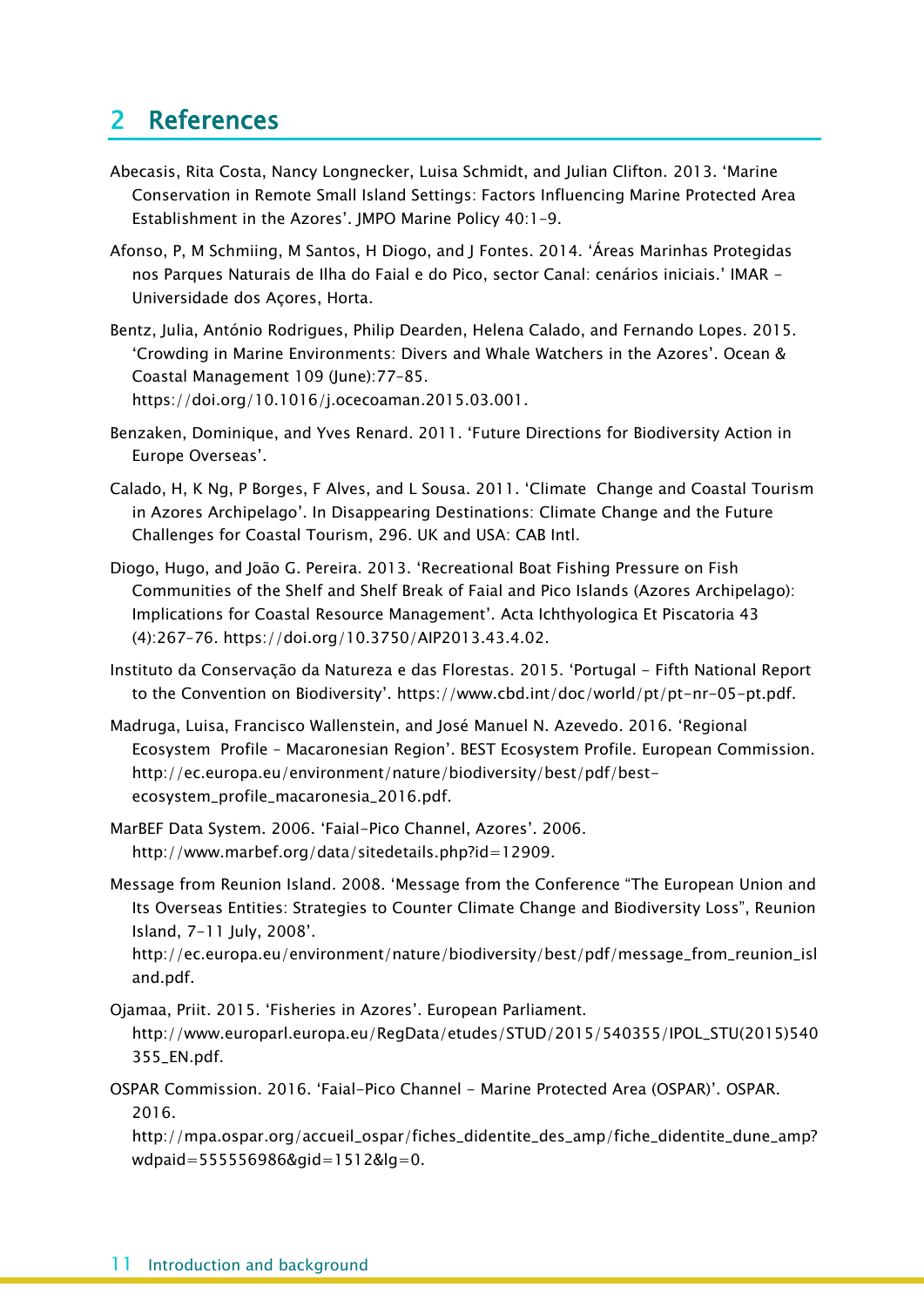## 2 References

Abecasis, Rita Costa, Nancy Longnecker, Luisa Schmidt, and Julian Clifton. 2013. 'Marine Conservation in Remote Small Island Settings: Factors Influencing Marine Protected Area Establishment in the Azores'. JMPO Marine Policy 40:1–9.

Afonso, P, M Schmiing, M Santos, H Diogo, and J Fontes. 2014. 'Áreas Marinhas Protegidas nos Parques Naturais de Ilha do Faial e do Pico, sector Canal: cenários iniciais.' IMAR - Universidade dos Açores, Horta.

Bentz, Julia, António Rodrigues, Philip Dearden, Helena Calado, and Fernando Lopes. 2015. 'Crowding in Marine Environments: Divers and Whale Watchers in the Azores'. Ocean & Coastal Management 109 (June):77–85. https://doi.org/10.1016/j.ocecoaman.2015.03.001.

Benzaken, Dominique, and Yves Renard. 2011. 'Future Directions for Biodiversity Action in Europe Overseas'.

Calado, H, K Ng, P Borges, F Alves, and L Sousa. 2011. 'Climate Change and Coastal Tourism in Azores Archipelago'. In Disappearing Destinations: Climate Change and the Future Challenges for Coastal Tourism, 296. UK and USA: CAB Intl.

Diogo, Hugo, and João G. Pereira. 2013. 'Recreational Boat Fishing Pressure on Fish Communities of the Shelf and Shelf Break of Faial and Pico Islands (Azores Archipelago): Implications for Coastal Resource Management'. Acta Ichthyologica Et Piscatoria 43 (4):267–76. https://doi.org/10.3750/AIP2013.43.4.02.

Instituto da Conservação da Natureza e das Florestas. 2015. 'Portugal - Fifth National Report to the Convention on Biodiversity'. https://www.cbd.int/doc/world/pt/pt-nr-05-pt.pdf.

Madruga, Luisa, Francisco Wallenstein, and José Manuel N. Azevedo. 2016. 'Regional Ecosystem Profile – Macaronesian Region'. BEST Ecosystem Profile. European Commission. http://ec.europa.eu/environment/nature/biodiversity/best/pdf/best-ecosystem_profile_macaronesia_2016.pdf.

MarBEF Data System. 2006. 'Faial-Pico Channel, Azores'. 2006. http://www.marbef.org/data/sitedetails.php?id=12909.

Message from Reunion Island. 2008. 'Message from the Conference "The European Union and Its Overseas Entities: Strategies to Counter Climate Change and Biodiversity Loss", Reunion Island, 7-11 July, 2008'. http://ec.europa.eu/environment/nature/biodiversity/best/pdf/message_from_reunion_island.pdf.

Ojamaa, Priit. 2015. 'Fisheries in Azores'. European Parliament. http://www.europarl.europa.eu/RegData/etudes/STUD/2015/540355/IPOL_STU(2015)540355_EN.pdf.

OSPAR Commission. 2016. 'Faial-Pico Channel - Marine Protected Area (OSPAR)'. OSPAR. 2016. http://mpa.ospar.org/accueil_ospar/fiches_didentite_des_amp/fiche_didentite_dune_amp?wdpaid=555556986&gid=1512&lg=0.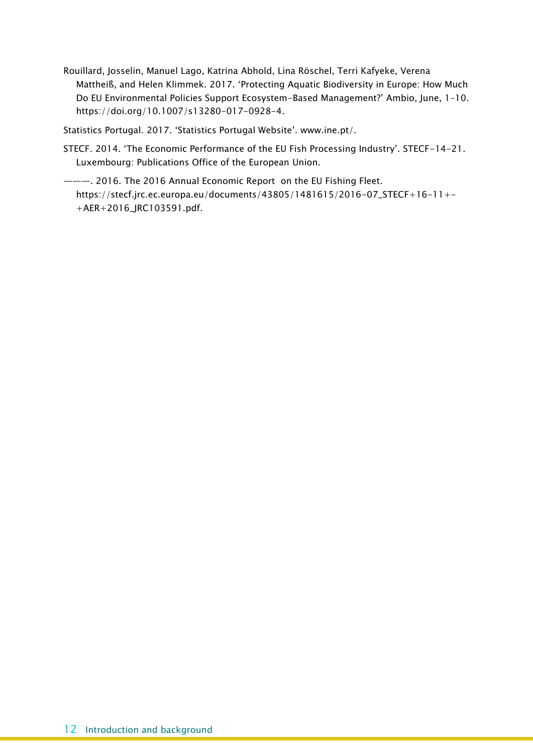Rouillard, Josselin, Manuel Lago, Katrina Abhold, Lina Röschel, Terri Kafyeke, Verena Mattheiß, and Helen Klimmek. 2017. 'Protecting Aquatic Biodiversity in Europe: How Much Do EU Environmental Policies Support Ecosystem-Based Management?' Ambio, June, 1–10. https://doi.org/10.1007/s13280-017-0928-4.

Statistics Portugal. 2017. 'Statistics Portugal Website'. www.ine.pt/.

STECF. 2014. 'The Economic Performance of the EU Fish Processing Industry'. STECF-14-21. Luxembourg: Publications Office of the European Union.

———. 2016. The 2016 Annual Economic Report on the EU Fishing Fleet. https://stecf.jrc.ec.europa.eu/documents/43805/1481615/2016-07_STECF+16-11+-+AER+2016_JRC103591.pdf.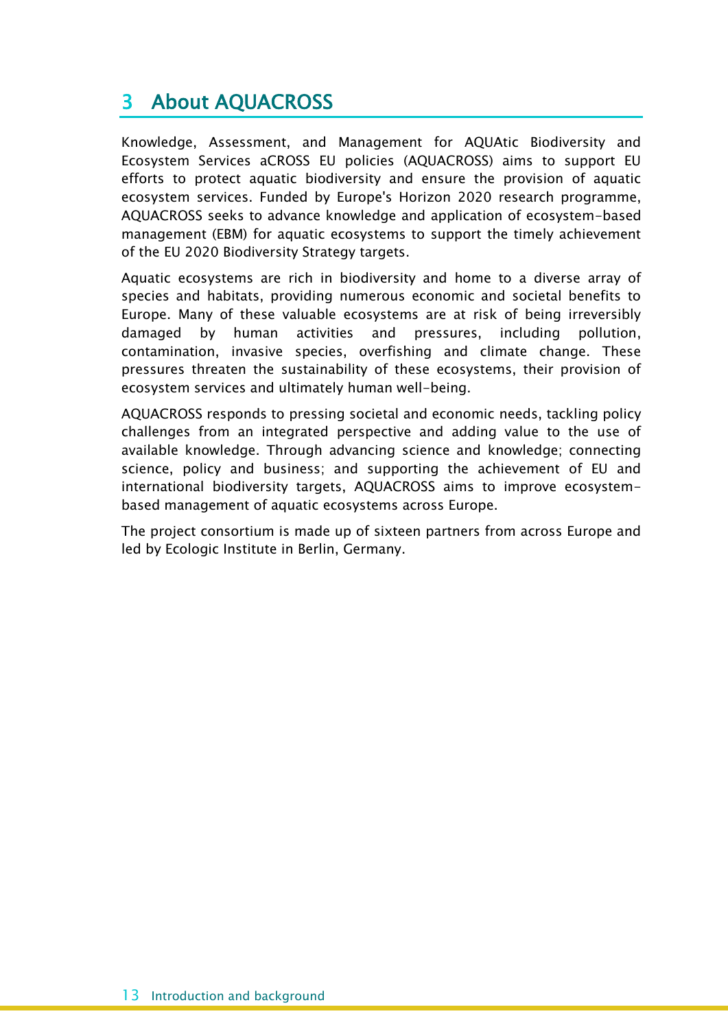# 3 About AQUACROSS

Knowledge, Assessment, and Management for AQUAtic Biodiversity and Ecosystem Services aCROSS EU policies (AQUACROSS) aims to support EU efforts to protect aquatic biodiversity and ensure the provision of aquatic ecosystem services. Funded by Europe's Horizon 2020 research programme, AQUACROSS seeks to advance knowledge and application of ecosystem-based management (EBM) for aquatic ecosystems to support the timely achievement of the EU 2020 Biodiversity Strategy targets.

Aquatic ecosystems are rich in biodiversity and home to a diverse array of species and habitats, providing numerous economic and societal benefits to Europe. Many of these valuable ecosystems are at risk of being irreversibly damaged by human activities and pressures, including pollution, contamination, invasive species, overfishing and climate change. These pressures threaten the sustainability of these ecosystems, their provision of ecosystem services and ultimately human well-being.

AQUACROSS responds to pressing societal and economic needs, tackling policy challenges from an integrated perspective and adding value to the use of available knowledge. Through advancing science and knowledge; connecting science, policy and business; and supporting the achievement of EU and international biodiversity targets, AQUACROSS aims to improve ecosystem-based management of aquatic ecosystems across Europe.

The project consortium is made up of sixteen partners from across Europe and led by Ecologic Institute in Berlin, Germany.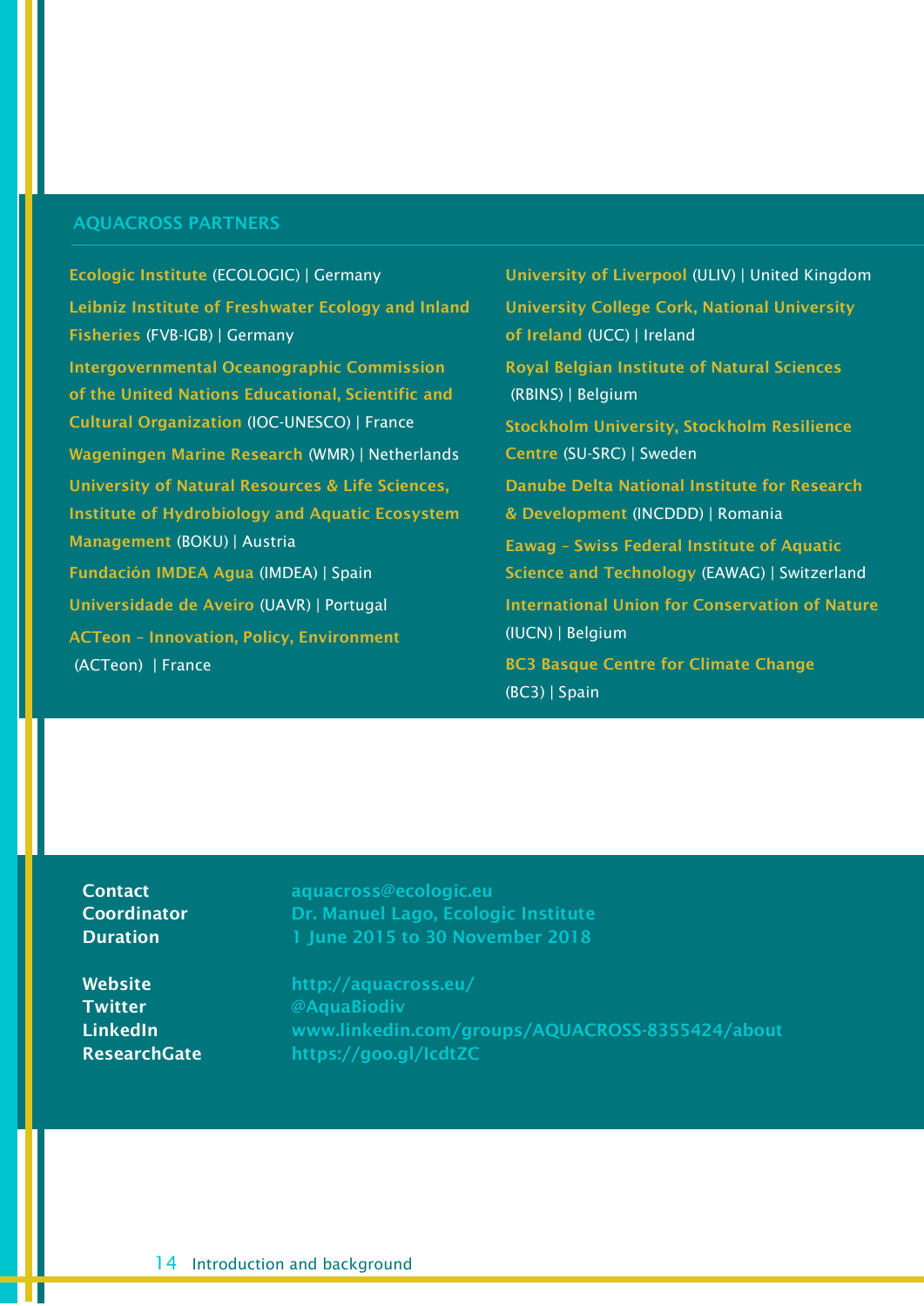## AQUACROSS PARTNERS

**Ecologic Institute** (ECOLOGIC) | Germany

**Leibniz Institute of Freshwater Ecology and Inland Fisheries** (FVB-IGB) | Germany

**Intergovernmental Oceanographic Commission of the United Nations Educational, Scientific and Cultural Organization** (IOC-UNESCO) | France

**Wageningen Marine Research** (WMR) | Netherlands

**University of Natural Resources & Life Sciences, Institute of Hydrobiology and Aquatic Ecosystem Management** (BOKU) | Austria

**Fundación IMDEA Agua** (IMDEA) | Spain

**Universidade de Aveiro** (UAVR) | Portugal

**ACTeon – Innovation, Policy, Environment** (ACTeon) | France

**University of Liverpool** (ULIV) | United Kingdom

**University College Cork, National University of Ireland** (UCC) | Ireland

**Royal Belgian Institute of Natural Sciences** (RBINS) | Belgium

**Stockholm University, Stockholm Resilience Centre** (SU-SRC) | Sweden

**Danube Delta National Institute for Research & Development** (INCDDD) | Romania

**Eawag – Swiss Federal Institute of Aquatic Science and Technology** (EAWAG) | Switzerland

**International Union for Conservation of Nature** (IUCN) | Belgium

**BC3 Basque Centre for Climate Change** (BC3) | Spain

| | |
|---|---|
| **Contact** | aquacross@ecologic.eu |
| **Coordinator** | Dr. Manuel Lago, Ecologic Institute |
| **Duration** | 1 June 2015 to 30 November 2018 |
| **Website** | http://aquacross.eu/ |
| **Twitter** | @AquaBiodiv |
| **LinkedIn** | www.linkedin.com/groups/AQUACROSS-8355424/about |
| **ResearchGate** | https://goo.gl/IcdtZC |